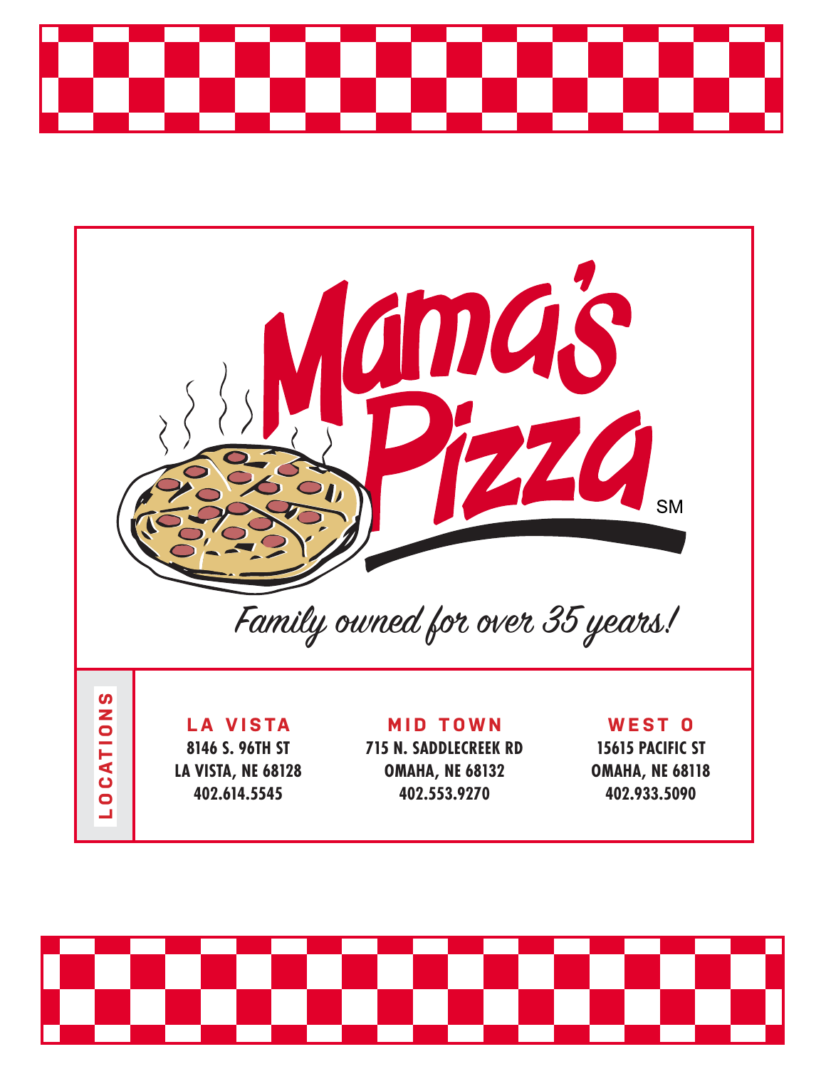# Mama's Pizza℠

*Family owned for over 35 years!*

## LOCATIONS

**LA VISTA**
**8146 S. 96TH ST**
**LA VISTA, NE 68128**
**402.614.5545**

**MID TOWN**
**715 N. SADDLECREEK RD**
**OMAHA, NE 68132**
**402.553.9270**

**WEST O**
**15615 PACIFIC ST**
**OMAHA, NE 68118**
**402.933.5090**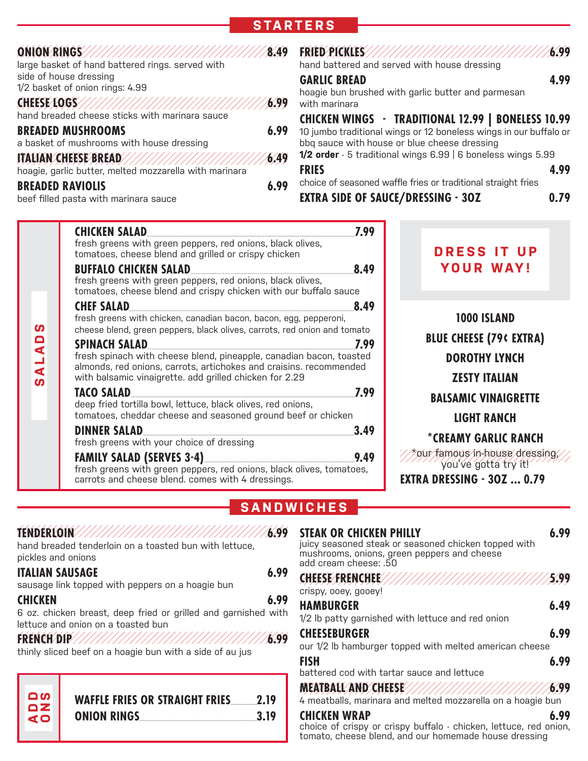## STARTERS

**ONION RINGS** 8.49
large basket of hand battered rings. served with side of house dressing
1/2 basket of onion rings: 4.99

**CHEESE LOGS** 6.99
hand breaded cheese sticks with marinara sauce

**BREADED MUSHROOMS** 6.99
a basket of mushrooms with house dressing

**ITALIAN CHEESE BREAD** 6.49
hoagie, garlic butter, melted mozzarella with marinara

**BREADED RAVIOLIS** 6.99
beef filled pasta with marinara sauce

**FRIED PICKLES** 6.99
hand battered and served with house dressing

**GARLIC BREAD** 4.99
hoagie bun brushed with garlic butter and parmesan with marinara

**CHICKEN WINGS - TRADITIONAL 12.99 | BONELESS 10.99**
10 jumbo traditional wings or 12 boneless wings in our buffalo or bbq sauce with house or blue cheese dressing
**1/2 order** - 5 traditional wings 6.99 | 6 boneless wings 5.99

**FRIES** 4.99
choice of seasoned waffle fries or traditional straight fries

**EXTRA SIDE OF SAUCE/DRESSING - 3OZ** 0.79

## SALADS

**CHICKEN SALAD** 7.99
fresh greens with green peppers, red onions, black olives, tomatoes, cheese blend and grilled or crispy chicken

**BUFFALO CHICKEN SALAD** 8.49
fresh greens with green peppers, red onions, black olives, tomatoes, cheese blend and crispy chicken with our buffalo sauce

**CHEF SALAD** 8.49
fresh greens with chicken, canadian bacon, bacon, egg, pepperoni, cheese blend, green peppers, black olives, carrots, red onion and tomato

**SPINACH SALAD** 7.99
fresh spinach with cheese blend, pineapple, canadian bacon, toasted almonds, red onions, carrots, artichokes and craisins. recommended with balsamic vinaigrette. add grilled chicken for 2.29

**TACO SALAD** 7.99
deep fried tortilla bowl, lettuce, black olives, red onions, tomatoes, cheddar cheese and seasoned ground beef or chicken

**DINNER SALAD** 3.49
fresh greens with your choice of dressing

**FAMILY SALAD (SERVES 3-4)** 9.49
fresh greens with green peppers, red onions, black olives, tomatoes, carrots and cheese blend. comes with 4 dressings.

### DRESS IT UP YOUR WAY!

**1000 ISLAND**
**BLUE CHEESE (79¢ EXTRA)**
**DOROTHY LYNCH**
**ZESTY ITALIAN**
**BALSAMIC VINAIGRETTE**
**LIGHT RANCH**
**\*CREAMY GARLIC RANCH**

*our famous in-house dressing, you've gotta try it!

**EXTRA DRESSING - 3OZ ... 0.79**

## SANDWICHES

**TENDERLOIN** 6.99
hand breaded tenderloin on a toasted bun with lettuce, pickles and onions

**ITALIAN SAUSAGE** 6.99
sausage link topped with peppers on a hoagie bun

**CHICKEN** 6.99
6 oz. chicken breast, deep fried or grilled and garnished with lettuce and onion on a toasted bun

**FRENCH DIP** 6.99
thinly sliced beef on a hoagie bun with a side of au jus

### ADD ONS

**WAFFLE FRIES OR STRAIGHT FRIES** 2.19
**ONION RINGS** 3.19

**STEAK OR CHICKEN PHILLY** 6.99
juicy seasoned steak or seasoned chicken topped with mushrooms, onions, green peppers and cheese
add cream cheese: .50

**CHEESE FRENCHEE** 5.99
crispy, ooey, gooey!

**HAMBURGER** 6.49
1/2 lb patty garnished with lettuce and red onion

**CHEESEBURGER** 6.99
our 1/2 lb hamburger topped with melted american cheese

**FISH** 6.99
battered cod with tartar sauce and lettuce

**MEATBALL AND CHEESE** 6.99
4 meatballs, marinara and melted mozzarella on a hoagie bun

**CHICKEN WRAP** 6.99
choice of crispy or crispy buffalo - chicken, lettuce, red onion, tomato, cheese blend, and our homemade house dressing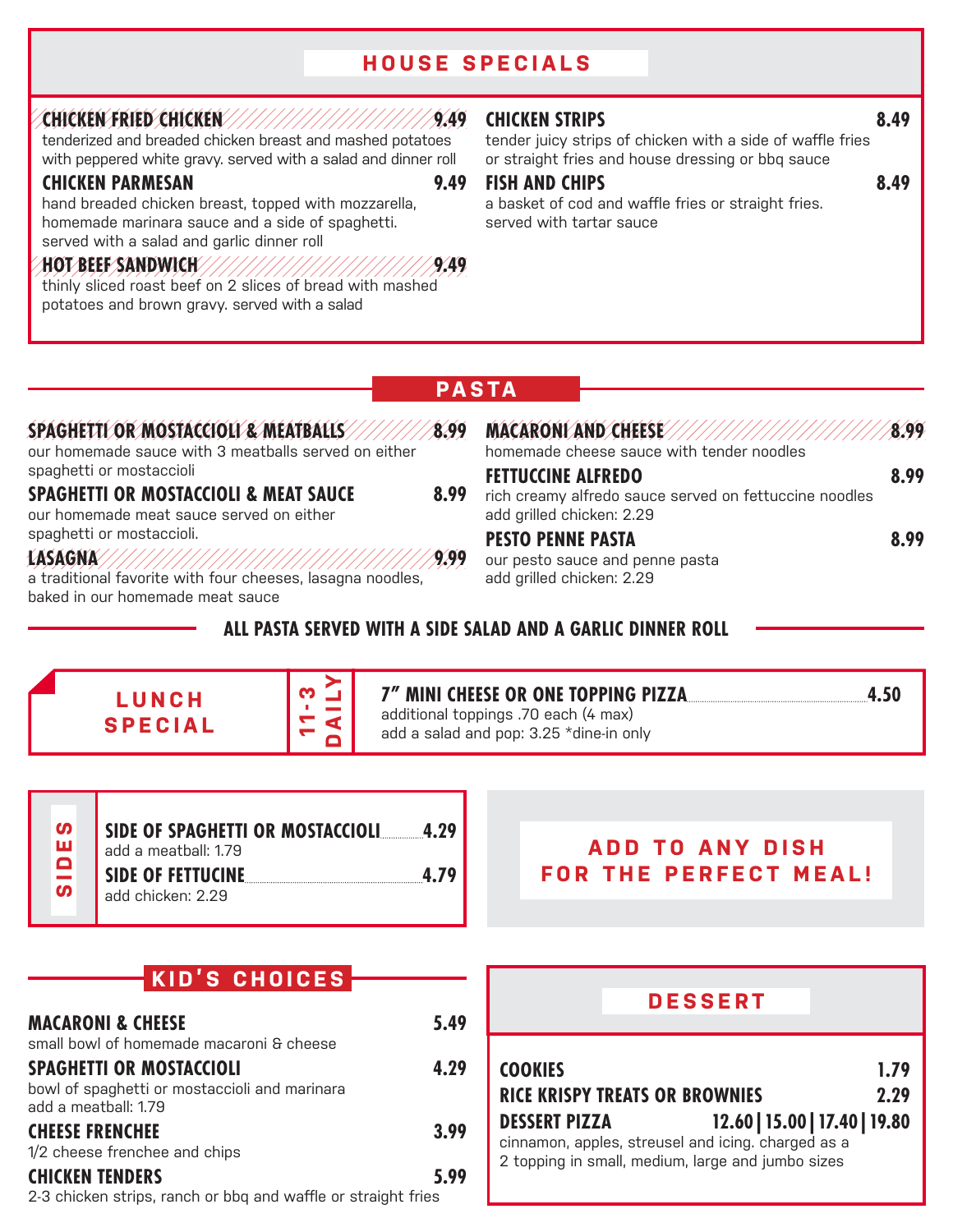## HOUSE SPECIALS

**CHICKEN FRIED CHICKEN** 9.49
tenderized and breaded chicken breast and mashed potatoes with peppered white gravy. served with a salad and dinner roll

**CHICKEN PARMESAN** 9.49
hand breaded chicken breast, topped with mozzarella, homemade marinara sauce and a side of spaghetti. served with a salad and garlic dinner roll

**HOT BEEF SANDWICH** 9.49
thinly sliced roast beef on 2 slices of bread with mashed potatoes and brown gravy. served with a salad

**CHICKEN STRIPS** 8.49
tender juicy strips of chicken with a side of waffle fries or straight fries and house dressing or bbq sauce

**FISH AND CHIPS** 8.49
a basket of cod and waffle fries or straight fries. served with tartar sauce

## PASTA

**SPAGHETTI OR MOSTACCIOLI & MEATBALLS** 8.99
our homemade sauce with 3 meatballs served on either spaghetti or mostaccioli

**SPAGHETTI OR MOSTACCIOLI & MEAT SAUCE** 8.99
our homemade meat sauce served on either spaghetti or mostaccioli.

**LASAGNA** 9.99
a traditional favorite with four cheeses, lasagna noodles, baked in our homemade meat sauce

**MACARONI AND CHEESE** 8.99
homemade cheese sauce with tender noodles

**FETTUCCINE ALFREDO** 8.99
rich creamy alfredo sauce served on fettuccine noodles
add grilled chicken: 2.29

**PESTO PENNE PASTA** 8.99
our pesto sauce and penne pasta
add grilled chicken: 2.29

**ALL PASTA SERVED WITH A SIDE SALAD AND A GARLIC DINNER ROLL**

## LUNCH SPECIAL

11-3 DAILY

**7" MINI CHEESE OR ONE TOPPING PIZZA** 4.50
additional toppings .70 each (4 max)
add a salad and pop: 3.25 *dine-in only

## SIDES

**SIDE OF SPAGHETTI OR MOSTACCIOLI** 4.29
add a meatball: 1.79

**SIDE OF FETTUCINE** 4.79
add chicken: 2.29

**ADD TO ANY DISH FOR THE PERFECT MEAL!**

## KID'S CHOICES

**MACARONI & CHEESE** 5.49
small bowl of homemade macaroni & cheese

**SPAGHETTI OR MOSTACCIOLI** 4.29
bowl of spaghetti or mostaccioli and marinara
add a meatball: 1.79

**CHEESE FRENCHEE** 3.99
1/2 cheese frenchee and chips

**CHICKEN TENDERS** 5.99
2-3 chicken strips, ranch or bbq and waffle or straight fries

## DESSERT

**COOKIES** 1.79

**RICE KRISPY TREATS OR BROWNIES** 2.29

**DESSERT PIZZA** 12.60 | 15.00 | 17.40 | 19.80
cinnamon, apples, streusel and icing. charged as a 2 topping in small, medium, large and jumbo sizes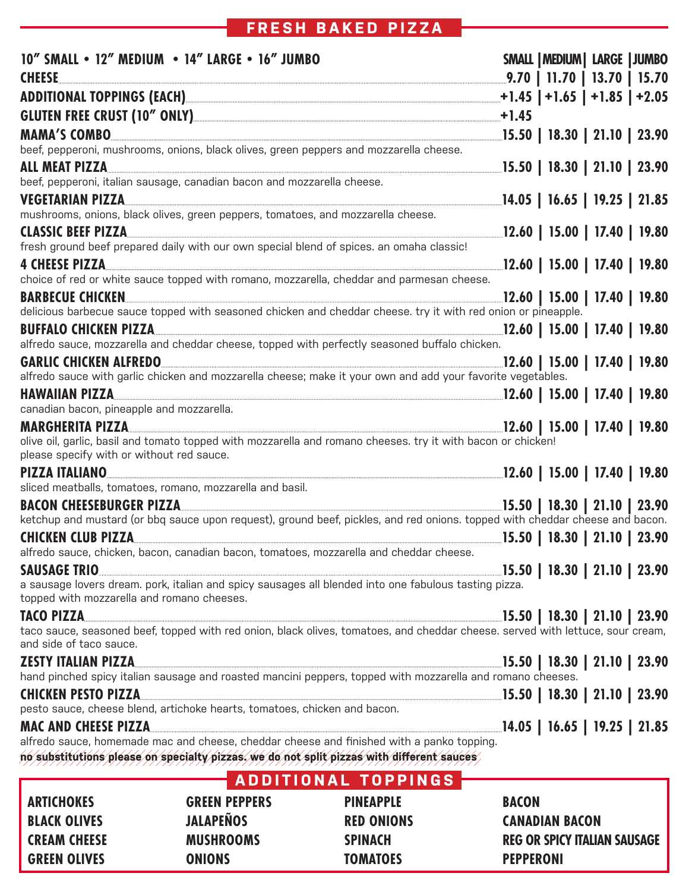## FRESH BAKED PIZZA

| 10" SMALL • 12" MEDIUM • 14" LARGE • 16" JUMBO | SMALL | MEDIUM | LARGE | JUMBO |
|---|---|---|---|---|
| **CHEESE** | 9.70 | 11.70 | 13.70 | 15.70 |
| **ADDITIONAL TOPPINGS (EACH)** | +1.45 | +1.65 | +1.85 | +2.05 |
| **GLUTEN FREE CRUST (10" ONLY)** | +1.45 | | | |
| **MAMA'S COMBO** beef, pepperoni, mushrooms, onions, black olives, green peppers and mozzarella cheese. | 15.50 | 18.30 | 21.10 | 23.90 |
| **ALL MEAT PIZZA** beef, pepperoni, italian sausage, canadian bacon and mozzarella cheese. | 15.50 | 18.30 | 21.10 | 23.90 |
| **VEGETARIAN PIZZA** mushrooms, onions, black olives, green peppers, tomatoes, and mozzarella cheese. | 14.05 | 16.65 | 19.25 | 21.85 |
| **CLASSIC BEEF PIZZA** fresh ground beef prepared daily with our own special blend of spices. an omaha classic! | 12.60 | 15.00 | 17.40 | 19.80 |
| **4 CHEESE PIZZA** choice of red or white sauce topped with romano, mozzarella, cheddar and parmesan cheese. | 12.60 | 15.00 | 17.40 | 19.80 |
| **BARBECUE CHICKEN** delicious barbecue sauce topped with seasoned chicken and cheddar cheese. try it with red onion or pineapple. | 12.60 | 15.00 | 17.40 | 19.80 |
| **BUFFALO CHICKEN PIZZA** alfredo sauce, mozzarella and cheddar cheese, topped with perfectly seasoned buffalo chicken. | 12.60 | 15.00 | 17.40 | 19.80 |
| **GARLIC CHICKEN ALFREDO** alfredo sauce with garlic chicken and mozzarella cheese; make it your own and add your favorite vegetables. | 12.60 | 15.00 | 17.40 | 19.80 |
| **HAWAIIAN PIZZA** canadian bacon, pineapple and mozzarella. | 12.60 | 15.00 | 17.40 | 19.80 |
| **MARGHERITA PIZZA** olive oil, garlic, basil and tomato topped with mozzarella and romano cheeses. try it with bacon or chicken! please specify with or without red sauce. | 12.60 | 15.00 | 17.40 | 19.80 |
| **PIZZA ITALIANO** sliced meatballs, tomatoes, romano, mozzarella and basil. | 12.60 | 15.00 | 17.40 | 19.80 |
| **BACON CHEESEBURGER PIZZA** ketchup and mustard (or bbq sauce upon request), ground beef, pickles, and red onions. topped with cheddar cheese and bacon. | 15.50 | 18.30 | 21.10 | 23.90 |
| **CHICKEN CLUB PIZZA** alfredo sauce, chicken, bacon, canadian bacon, tomatoes, mozzarella and cheddar cheese. | 15.50 | 18.30 | 21.10 | 23.90 |
| **SAUSAGE TRIO** a sausage lovers dream. pork, italian and spicy sausages all blended into one fabulous tasting pizza. topped with mozzarella and romano cheeses. | 15.50 | 18.30 | 21.10 | 23.90 |
| **TACO PIZZA** taco sauce, seasoned beef, topped with red onion, black olives, tomatoes, and cheddar cheese. served with lettuce, sour cream, and side of taco sauce. | 15.50 | 18.30 | 21.10 | 23.90 |
| **ZESTY ITALIAN PIZZA** hand pinched spicy italian sausage and roasted mancini peppers, topped with mozzarella and romano cheeses. | 15.50 | 18.30 | 21.10 | 23.90 |
| **CHICKEN PESTO PIZZA** pesto sauce, cheese blend, artichoke hearts, tomatoes, chicken and bacon. | 15.50 | 18.30 | 21.10 | 23.90 |
| **MAC AND CHEESE PIZZA** alfredo sauce, homemade mac and cheese, cheddar cheese and finished with a panko topping. | 14.05 | 16.65 | 19.25 | 21.85 |

**no substitutions please on specialty pizzas. we do not split pizzas with different sauces**

## ADDITIONAL TOPPINGS

- ARTICHOKES
- BLACK OLIVES
- CREAM CHEESE
- GREEN OLIVES
- GREEN PEPPERS
- JALAPEÑOS
- MUSHROOMS
- ONIONS
- PINEAPPLE
- RED ONIONS
- SPINACH
- TOMATOES
- BACON
- CANADIAN BACON
- REG OR SPICY ITALIAN SAUSAGE
- PEPPERONI